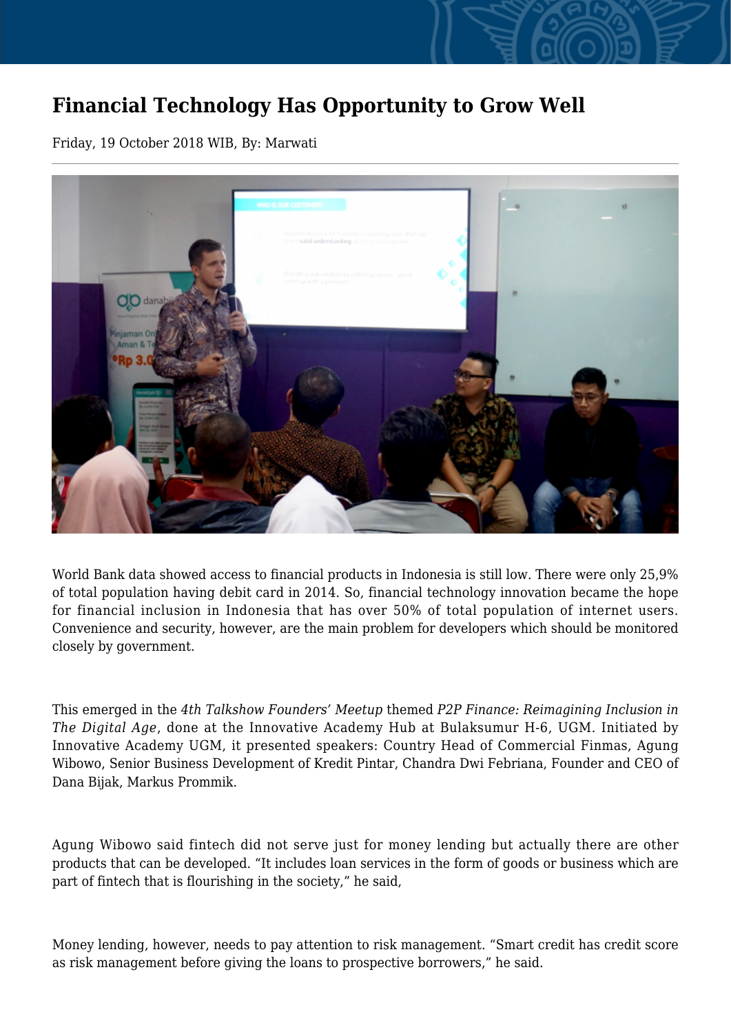# Financial Technology Has Opportunity to Grow Well

Friday, 19 October 2018 WIB, By: Marwati

World Bank data showed access to financial products in Indonesia is still low. There were only 25,9% of total population having debit card in 2014. So, financial technology innovation became the hope for financial inclusion in Indonesia that has over 50% of total population of internet users. Convenience and security, however, are the main problem for developers which should be monitored closely by government.

This emerged in the *4th Talkshow Founders' Meetup* themed *P2P Finance: Reimagining Inclusion in The Digital Age*, done at the Innovative Academy Hub at Bulaksumur H-6, UGM. Initiated by Innovative Academy UGM, it presented speakers: Country Head of Commercial Finmas, Agung Wibowo, Senior Business Development of Kredit Pintar, Chandra Dwi Febriana, Founder and CEO of Dana Bijak, Markus Prommik.

Agung Wibowo said fintech did not serve just for money lending but actually there are other products that can be developed. "It includes loan services in the form of goods or business which are part of fintech that is flourishing in the society," he said,

Money lending, however, needs to pay attention to risk management. "Smart credit has credit score as risk management before giving the loans to prospective borrowers," he said.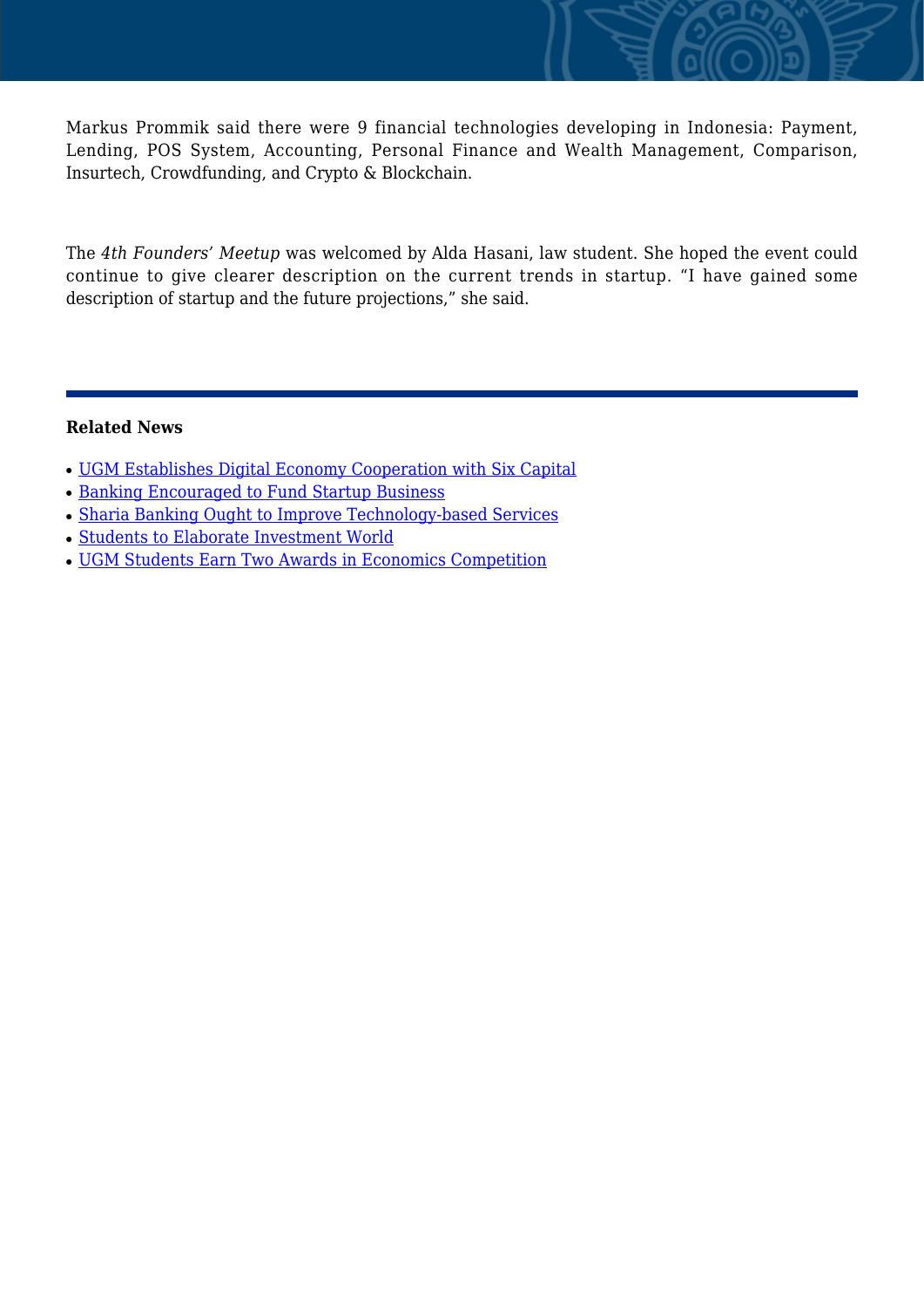Markus Prommik said there were 9 financial technologies developing in Indonesia: Payment, Lending, POS System, Accounting, Personal Finance and Wealth Management, Comparison, Insurtech, Crowdfunding, and Crypto & Blockchain.

The *4th Founders' Meetup* was welcomed by Alda Hasani, law student. She hoped the event could continue to give clearer description on the current trends in startup. "I have gained some description of startup and the future projections," she said.

---

**Related News**

- UGM Establishes Digital Economy Cooperation with Six Capital
- Banking Encouraged to Fund Startup Business
- Sharia Banking Ought to Improve Technology-based Services
- Students to Elaborate Investment World
- UGM Students Earn Two Awards in Economics Competition